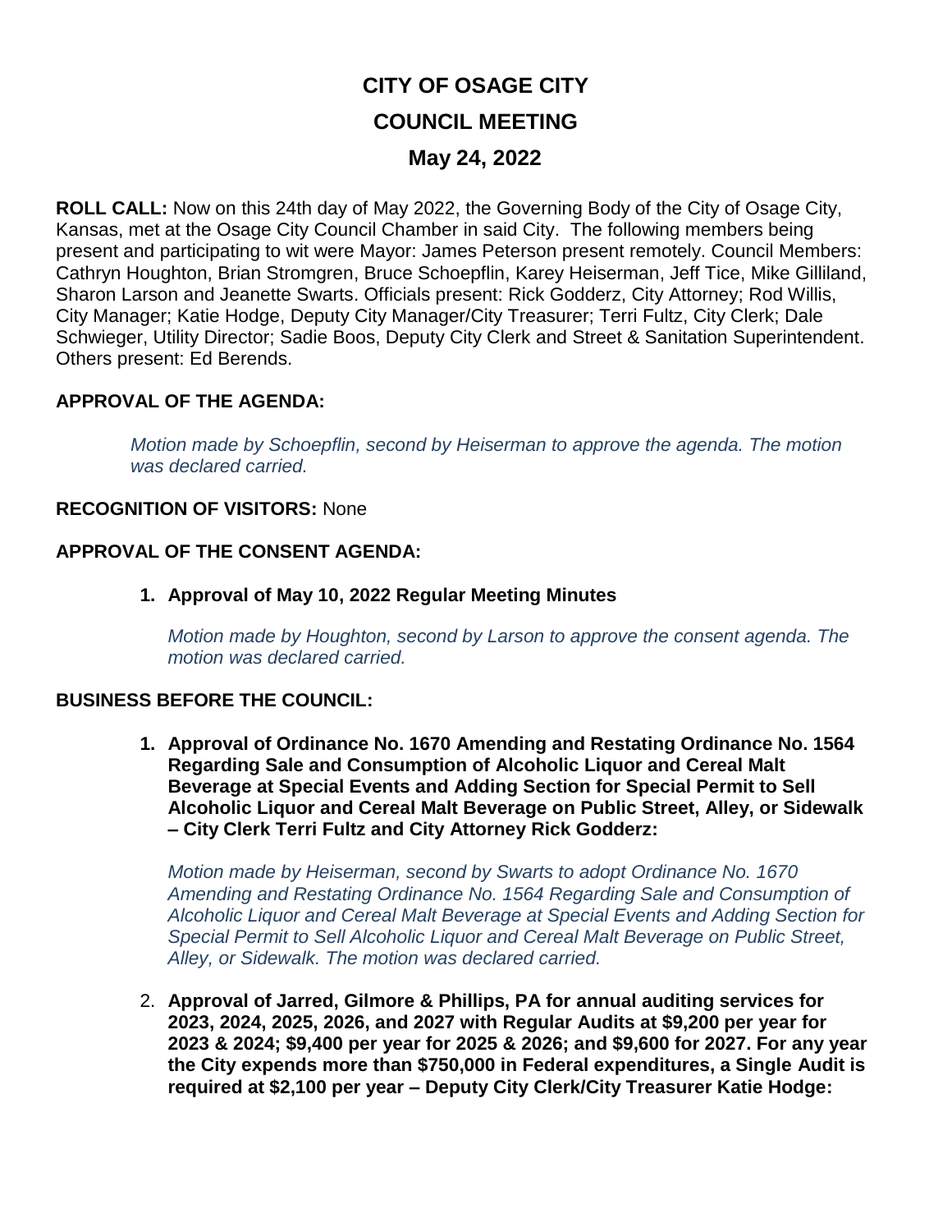# CITY OF OSAGE CITY

## COUNCIL MEETING

## May 24, 2022

**ROLL CALL:** Now on this 24th day of May 2022, the Governing Body of the City of Osage City, Kansas, met at the Osage City Council Chamber in said City. The following members being present and participating to wit were Mayor: James Peterson present remotely. Council Members: Cathryn Houghton, Brian Stromgren, Bruce Schoepflin, Karey Heiserman, Jeff Tice, Mike Gilliland, Sharon Larson and Jeanette Swarts. Officials present: Rick Godderz, City Attorney; Rod Willis, City Manager; Katie Hodge, Deputy City Manager/City Treasurer; Terri Fultz, City Clerk; Dale Schwieger, Utility Director; Sadie Boos, Deputy City Clerk and Street & Sanitation Superintendent. Others present: Ed Berends.

### APPROVAL OF THE AGENDA:

*Motion made by Schoepflin, second by Heiserman to approve the agenda. The motion was declared carried.*

**RECOGNITION OF VISITORS:** None

### APPROVAL OF THE CONSENT AGENDA:

1. **Approval of May 10, 2022 Regular Meeting Minutes**

   *Motion made by Houghton, second by Larson to approve the consent agenda. The motion was declared carried.*

### BUSINESS BEFORE THE COUNCIL:

1. **Approval of Ordinance No. 1670 Amending and Restating Ordinance No. 1564 Regarding Sale and Consumption of Alcoholic Liquor and Cereal Malt Beverage at Special Events and Adding Section for Special Permit to Sell Alcoholic Liquor and Cereal Malt Beverage on Public Street, Alley, or Sidewalk – City Clerk Terri Fultz and City Attorney Rick Godderz:**

   *Motion made by Heiserman, second by Swarts to adopt Ordinance No. 1670 Amending and Restating Ordinance No. 1564 Regarding Sale and Consumption of Alcoholic Liquor and Cereal Malt Beverage at Special Events and Adding Section for Special Permit to Sell Alcoholic Liquor and Cereal Malt Beverage on Public Street, Alley, or Sidewalk. The motion was declared carried.*

2. **Approval of Jarred, Gilmore & Phillips, PA for annual auditing services for 2023, 2024, 2025, 2026, and 2027 with Regular Audits at $9,200 per year for 2023 & 2024; $9,400 per year for 2025 & 2026; and $9,600 for 2027. For any year the City expends more than $750,000 in Federal expenditures, a Single Audit is required at $2,100 per year – Deputy City Clerk/City Treasurer Katie Hodge:**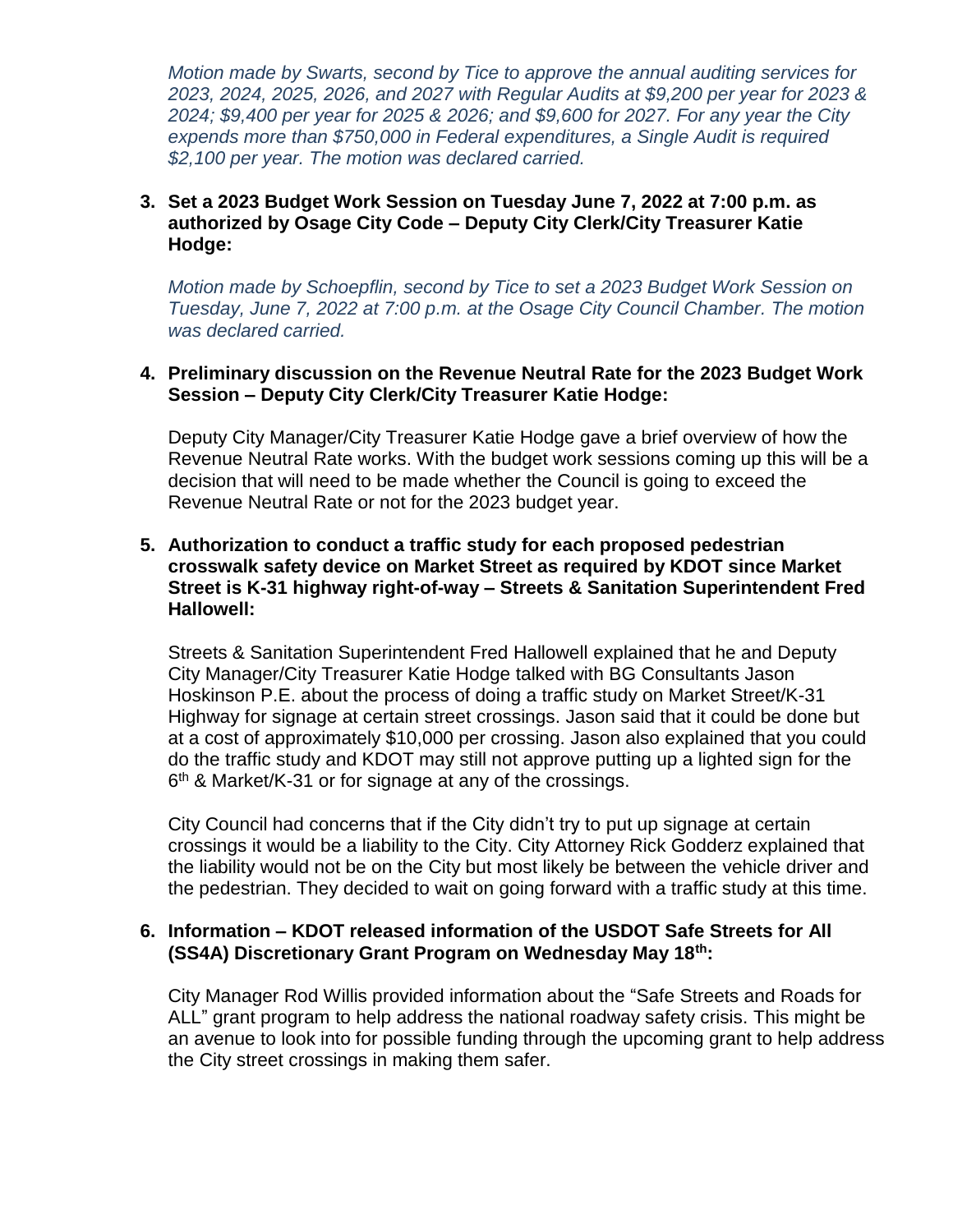*Motion made by Swarts, second by Tice to approve the annual auditing services for 2023, 2024, 2025, 2026, and 2027 with Regular Audits at $9,200 per year for 2023 & 2024; $9,400 per year for 2025 & 2026; and $9,600 for 2027. For any year the City expends more than $750,000 in Federal expenditures, a Single Audit is required $2,100 per year. The motion was declared carried.*

**3. Set a 2023 Budget Work Session on Tuesday June 7, 2022 at 7:00 p.m. as authorized by Osage City Code – Deputy City Clerk/City Treasurer Katie Hodge:**

*Motion made by Schoepflin, second by Tice to set a 2023 Budget Work Session on Tuesday, June 7, 2022 at 7:00 p.m. at the Osage City Council Chamber. The motion was declared carried.*

**4. Preliminary discussion on the Revenue Neutral Rate for the 2023 Budget Work Session – Deputy City Clerk/City Treasurer Katie Hodge:**

Deputy City Manager/City Treasurer Katie Hodge gave a brief overview of how the Revenue Neutral Rate works. With the budget work sessions coming up this will be a decision that will need to be made whether the Council is going to exceed the Revenue Neutral Rate or not for the 2023 budget year.

**5. Authorization to conduct a traffic study for each proposed pedestrian crosswalk safety device on Market Street as required by KDOT since Market Street is K-31 highway right-of-way – Streets & Sanitation Superintendent Fred Hallowell:**

Streets & Sanitation Superintendent Fred Hallowell explained that he and Deputy City Manager/City Treasurer Katie Hodge talked with BG Consultants Jason Hoskinson P.E. about the process of doing a traffic study on Market Street/K-31 Highway for signage at certain street crossings. Jason said that it could be done but at a cost of approximately $10,000 per crossing. Jason also explained that you could do the traffic study and KDOT may still not approve putting up a lighted sign for the 6th & Market/K-31 or for signage at any of the crossings.

City Council had concerns that if the City didn't try to put up signage at certain crossings it would be a liability to the City. City Attorney Rick Godderz explained that the liability would not be on the City but most likely be between the vehicle driver and the pedestrian. They decided to wait on going forward with a traffic study at this time.

**6. Information – KDOT released information of the USDOT Safe Streets for All (SS4A) Discretionary Grant Program on Wednesday May 18th:**

City Manager Rod Willis provided information about the "Safe Streets and Roads for ALL" grant program to help address the national roadway safety crisis. This might be an avenue to look into for possible funding through the upcoming grant to help address the City street crossings in making them safer.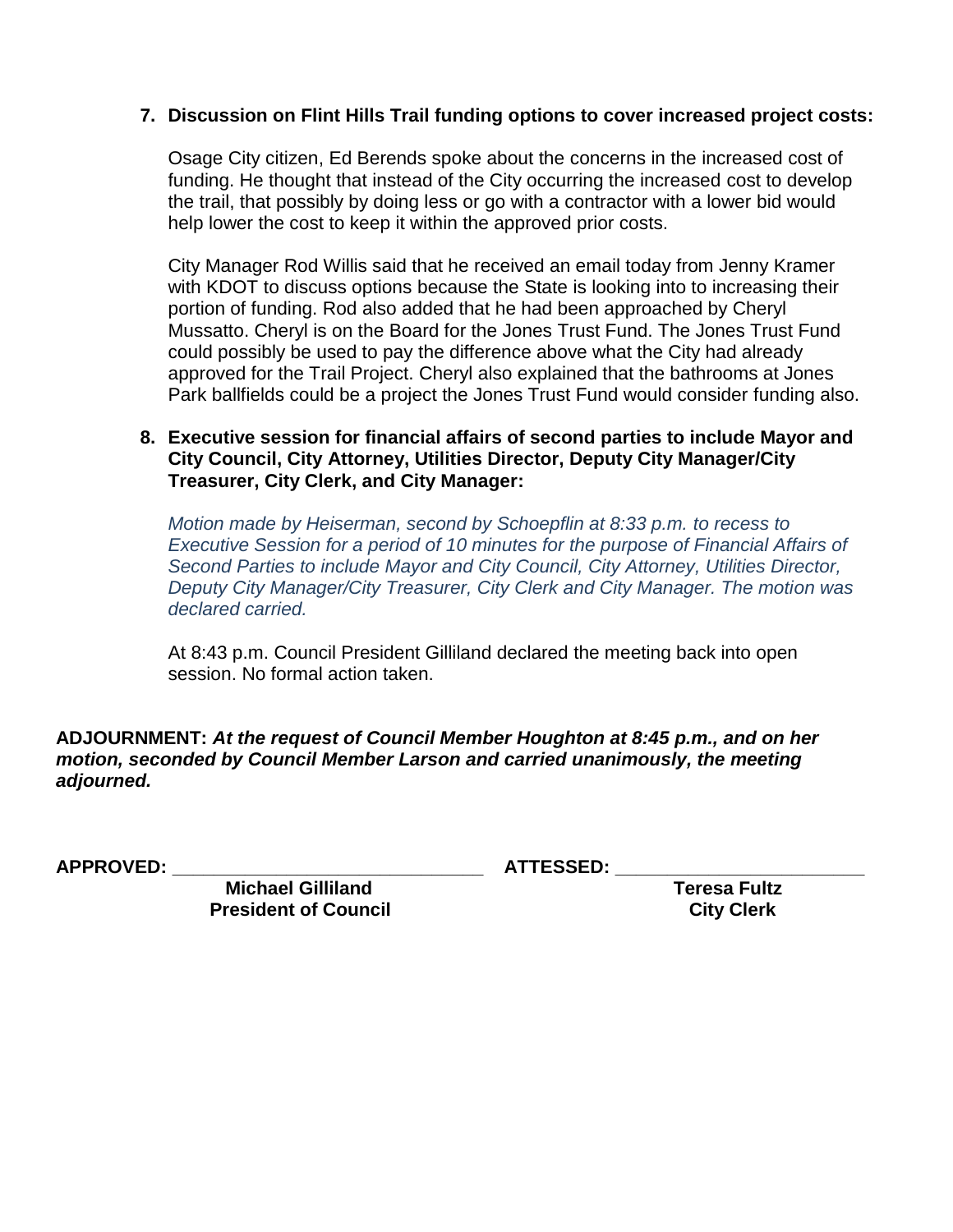7. **Discussion on Flint Hills Trail funding options to cover increased project costs:**

   Osage City citizen, Ed Berends spoke about the concerns in the increased cost of funding. He thought that instead of the City occurring the increased cost to develop the trail, that possibly by doing less or go with a contractor with a lower bid would help lower the cost to keep it within the approved prior costs.

   City Manager Rod Willis said that he received an email today from Jenny Kramer with KDOT to discuss options because the State is looking into to increasing their portion of funding. Rod also added that he had been approached by Cheryl Mussatto. Cheryl is on the Board for the Jones Trust Fund. The Jones Trust Fund could possibly be used to pay the difference above what the City had already approved for the Trail Project. Cheryl also explained that the bathrooms at Jones Park ballfields could be a project the Jones Trust Fund would consider funding also.

8. **Executive session for financial affairs of second parties to include Mayor and City Council, City Attorney, Utilities Director, Deputy City Manager/City Treasurer, City Clerk, and City Manager:**

   *Motion made by Heiserman, second by Schoepflin at 8:33 p.m. to recess to Executive Session for a period of 10 minutes for the purpose of Financial Affairs of Second Parties to include Mayor and City Council, City Attorney, Utilities Director, Deputy City Manager/City Treasurer, City Clerk and City Manager. The motion was declared carried.*

   At 8:43 p.m. Council President Gilliland declared the meeting back into open session. No formal action taken.

**ADJOURNMENT:** ***At the request of Council Member Houghton at 8:45 p.m., and on her motion, seconded by Council Member Larson and carried unanimously, the meeting adjourned.***

**APPROVED:** ______________________________ **ATTESSED:** ________________________

**Michael Gilliland**
**President of Council**

**Teresa Fultz**
**City Clerk**